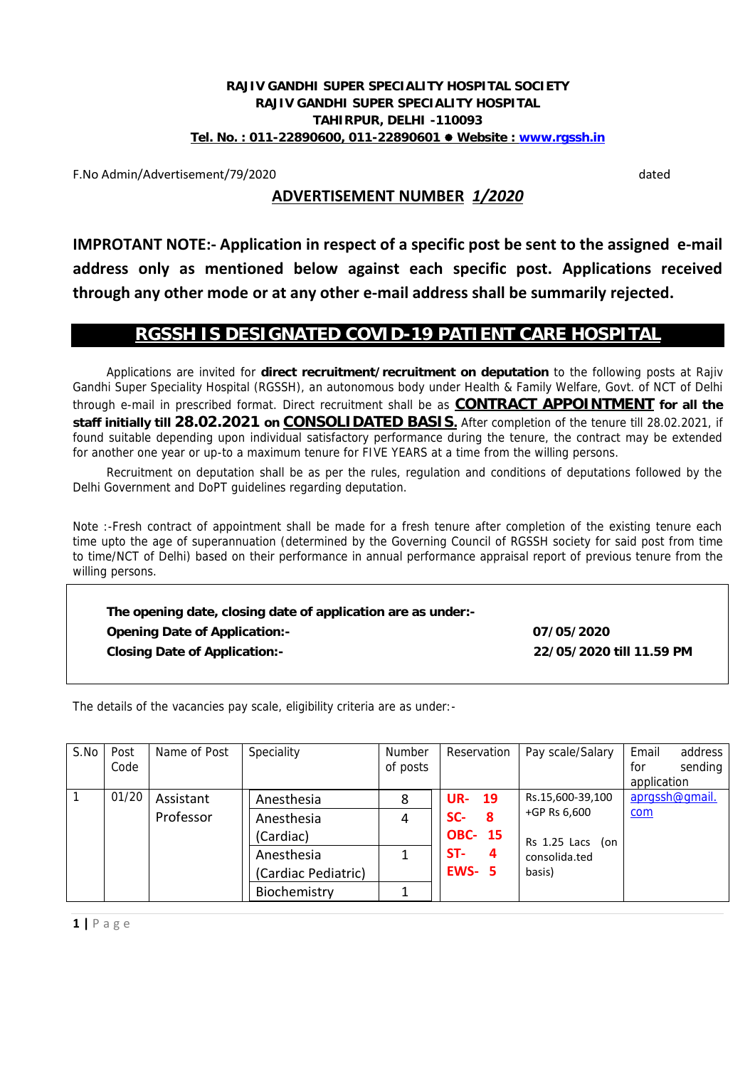**RAJIV GANDHI SUPER SPECIALITY HOSPITAL SOCIETY**
**RAJIV GANDHI SUPER SPECIALITY HOSPITAL**
**TAHIRPUR, DELHI -110093**
**Tel. No. : 011-22890600, 011-22890601 ● Website : www.rgssh.in**

F.No Admin/Advertisement/79/2020 dated

## ADVERTISEMENT NUMBER *1/2020*

**IMPROTANT NOTE:- Application in respect of a specific post be sent to the assigned e-mail address only as mentioned below against each specific post. Applications received through any other mode or at any other e-mail address shall be summarily rejected.**

## RGSSH IS DESIGNATED COVID-19 PATIENT CARE HOSPITAL

Applications are invited for **direct recruitment/recruitment on deputation** to the following posts at Rajiv Gandhi Super Speciality Hospital (RGSSH), an autonomous body under Health & Family Welfare, Govt. of NCT of Delhi through e-mail in prescribed format. Direct recruitment shall be as **CONTRACT APPOINTMENT for all the staff initially till 28.02.2021 on CONSOLIDATED BASIS.** After completion of the tenure till 28.02.2021, if found suitable depending upon individual satisfactory performance during the tenure, the contract may be extended for another one year or up-to a maximum tenure for FIVE YEARS at a time from the willing persons.

Recruitment on deputation shall be as per the rules, regulation and conditions of deputations followed by the Delhi Government and DoPT guidelines regarding deputation.

Note :-Fresh contract of appointment shall be made for a fresh tenure after completion of the existing tenure each time upto the age of superannuation (determined by the Governing Council of RGSSH society for said post from time to time/NCT of Delhi) based on their performance in annual performance appraisal report of previous tenure from the willing persons.

**The opening date, closing date of application are as under:-**

**Opening Date of Application:-** **07/05/2020**

**Closing Date of Application:-** **22/05/2020 till 11.59 PM**

The details of the vacancies pay scale, eligibility criteria are as under:-

| S.No | Post Code | Name of Post | Speciality | Number of posts | Reservation | Pay scale/Salary | Email address for sending application |
|---|---|---|---|---|---|---|---|
| 1 | 01/20 | Assistant Professor | Anesthesia | 8 | **UR- 19** | Rs.15,600-39,100 +GP Rs 6,600 | aprgssh@gmail.com |
| | | | Anesthesia (Cardiac) | 4 | **SC- 8** | | |
| | | | Anesthesia (Cardiac Pediatric) | 1 | **OBC- 15** | Rs 1.25 Lacs (on consolida.ted basis) | |
| | | | Biochemistry | 1 | **ST- 4** | | |
| | | | | | **EWS- 5** | | |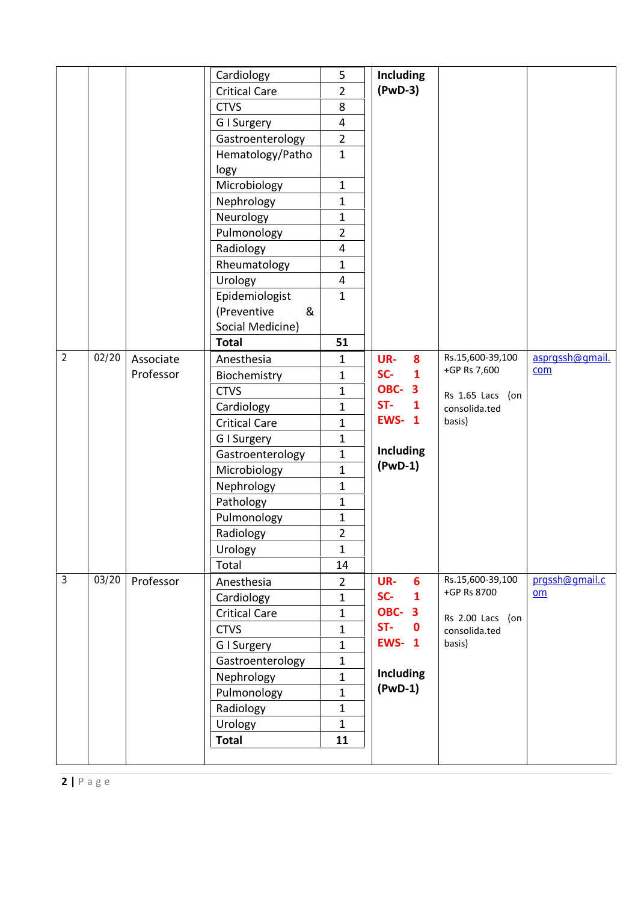| | | | | | | | |
|---|---|---|---|---|---|---|---|
| | | | Cardiology | 5 | **Including (PwD-3)** | | |
| | | | Critical Care | 2 | | | |
| | | | CTVS | 8 | | | |
| | | | G I Surgery | 4 | | | |
| | | | Gastroenterology | 2 | | | |
| | | | Hematology/Pathology | 1 | | | |
| | | | Microbiology | 1 | | | |
| | | | Nephrology | 1 | | | |
| | | | Neurology | 1 | | | |
| | | | Pulmonology | 2 | | | |
| | | | Radiology | 4 | | | |
| | | | Rheumatology | 1 | | | |
| | | | Urology | 4 | | | |
| | | | Epidemiologist (Preventive & Social Medicine) | 1 | | | |
| | | | **Total** | **51** | | | |
| 2 | 02/20 | Associate Professor | Anesthesia | 1 | **UR- 8**<br>**SC- 1**<br>**OBC- 3**<br>**ST- 1**<br>**EWS- 1**<br><br>**Including (PwD-1)** | Rs.15,600-39,100 +GP Rs 7,600<br><br>Rs 1.65 Lacs (on consolida.ted basis) | asprgssh@gmail.com |
| | | | Biochemistry | 1 | | | |
| | | | CTVS | 1 | | | |
| | | | Cardiology | 1 | | | |
| | | | Critical Care | 1 | | | |
| | | | G I Surgery | 1 | | | |
| | | | Gastroenterology | 1 | | | |
| | | | Microbiology | 1 | | | |
| | | | Nephrology | 1 | | | |
| | | | Pathology | 1 | | | |
| | | | Pulmonology | 1 | | | |
| | | | Radiology | 2 | | | |
| | | | Urology | 1 | | | |
| | | | Total | 14 | | | |
| 3 | 03/20 | Professor | Anesthesia | 2 | **UR- 6**<br>**SC- 1**<br>**OBC- 3**<br>**ST- 0**<br>**EWS- 1**<br><br>**Including (PwD-1)** | Rs.15,600-39,100 +GP Rs 8700<br><br>Rs 2.00 Lacs (on consolida.ted basis) | prgssh@gmail.com |
| | | | Cardiology | 1 | | | |
| | | | Critical Care | 1 | | | |
| | | | CTVS | 1 | | | |
| | | | G I Surgery | 1 | | | |
| | | | Gastroenterology | 1 | | | |
| | | | Nephrology | 1 | | | |
| | | | Pulmonology | 1 | | | |
| | | | Radiology | 1 | | | |
| | | | Urology | 1 | | | |
| | | | **Total** | **11** | | | |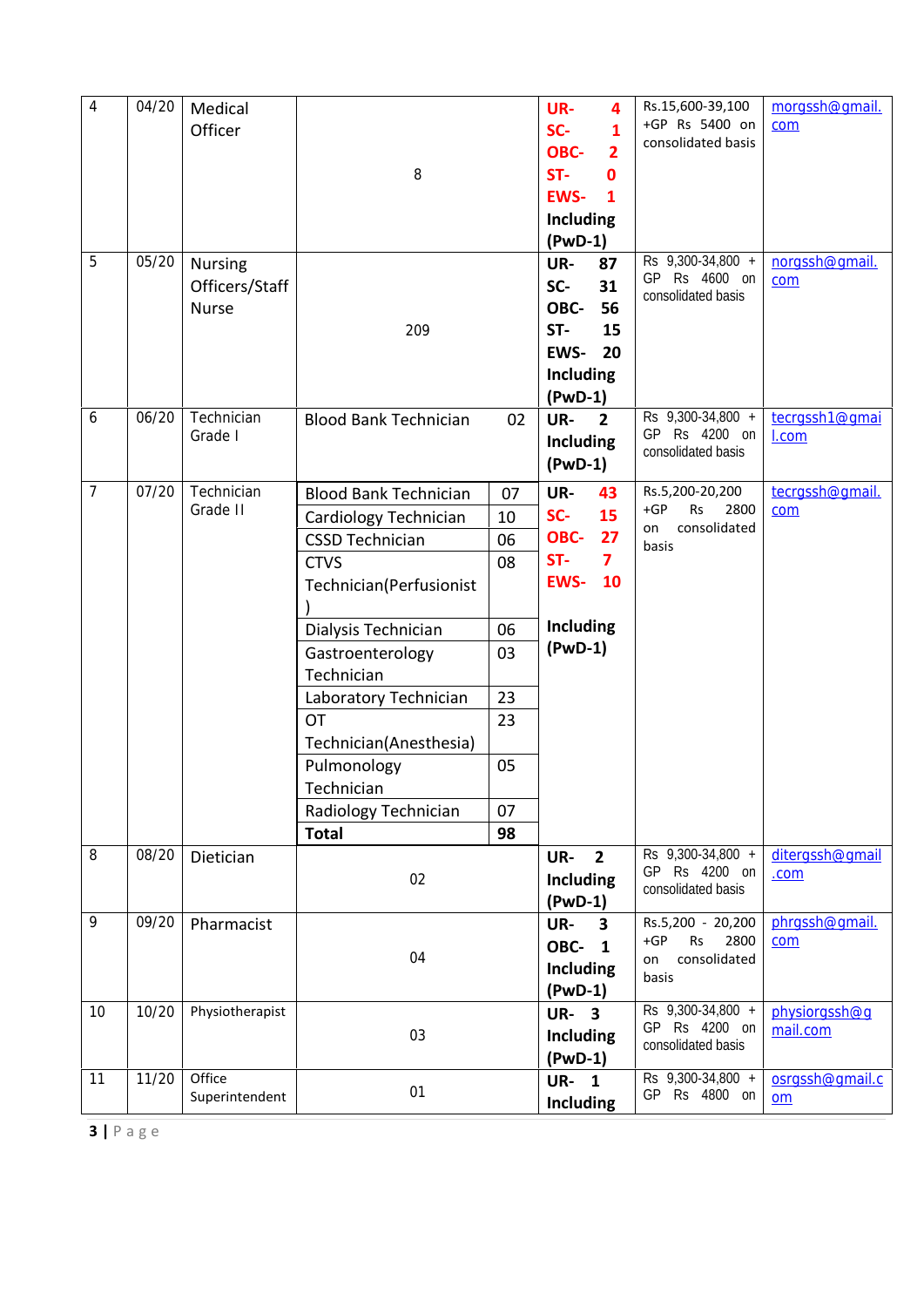| 4 | 04/20 | Medical Officer | 8 | **UR- 4** **SC- 1** **OBC- 2** **ST- 0** **EWS- 1** **Including (PwD-1)** | Rs.15,600-39,100 +GP Rs 5400 on consolidated basis | morgssh@gmail.com |
|---|---|---|---|---|---|---|
| 5 | 05/20 | Nursing Officers/Staff Nurse | 209 | **UR- 87** **SC- 31** **OBC- 56** **ST- 15** **EWS- 20** **Including (PwD-1)** | Rs 9,300-34,800 + GP Rs 4600 on consolidated basis | norgssh@gmail.com |
| 6 | 06/20 | Technician Grade I | Blood Bank Technician 02 | **UR- 2** **Including (PwD-1)** | Rs 9,300-34,800 + GP Rs 4200 on consolidated basis | tecrgssh1@gmail.com |
| 7 | 07/20 | Technician Grade II | Blood Bank Technician 07<br>Cardiology Technician 10<br>CSSD Technician 06<br>CTVS Technician(Perfusionist) 08<br>Dialysis Technician 06<br>Gastroenterology Technician 03<br>Laboratory Technician 23<br>OT Technician(Anesthesia) 23<br>Pulmonology Technician 05<br>Radiology Technician 07<br>**Total 98** | **UR- 43** **SC- 15** **OBC- 27** **ST- 7** **EWS- 10** **Including (PwD-1)** | Rs.5,200-20,200 +GP Rs 2800 on consolidated basis | tecrgssh@gmail.com |
| 8 | 08/20 | Dietician | 02 | **UR- 2** **Including (PwD-1)** | Rs 9,300-34,800 + GP Rs 4200 on consolidated basis | ditergssh@gmail.com |
| 9 | 09/20 | Pharmacist | 04 | **UR- 3** **OBC- 1** **Including (PwD-1)** | Rs.5,200 - 20,200 +GP Rs 2800 on consolidated basis | phrgssh@gmail.com |
| 10 | 10/20 | Physiotherapist | 03 | **UR- 3** **Including (PwD-1)** | Rs 9,300-34,800 + GP Rs 4200 on consolidated basis | physiorgssh@gmail.com |
| 11 | 11/20 | Office Superintendent | 01 | **UR- 1** **Including** | Rs 9,300-34,800 + GP Rs 4800 on | osrgssh@gmail.com |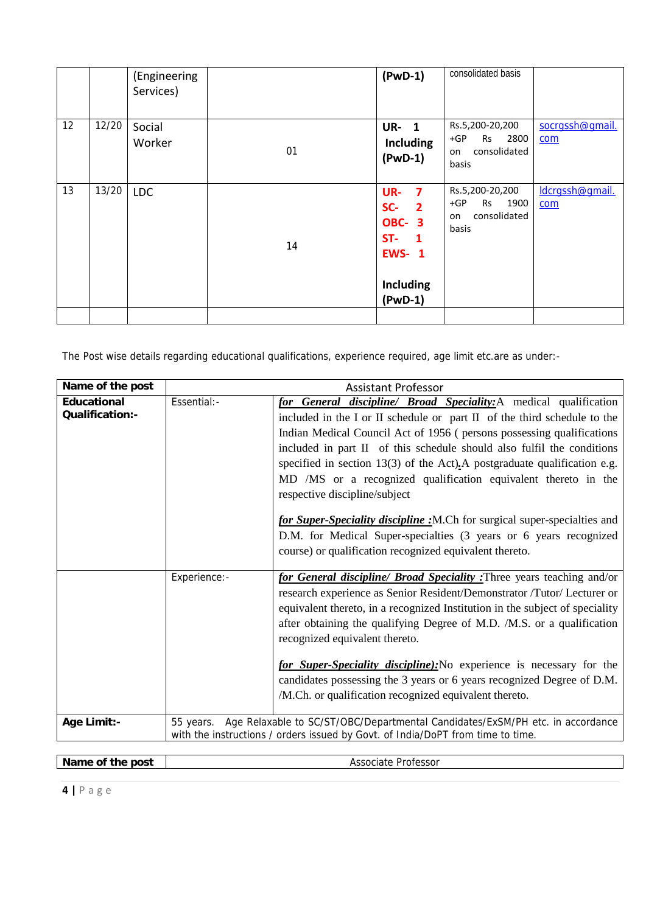|  |  | (Engineering Services) |  | (PwD-1) | consolidated basis |  |
|---|---|---|---|---|---|---|
| 12 | 12/20 | Social Worker | 01 | UR- 1 Including (PwD-1) | Rs.5,200-20,200 +GP Rs 2800 on consolidated basis | socrgssh@gmail.com |
| 13 | 13/20 | LDC | 14 | UR- 7 SC- 2 OBC- 3 ST- 1 EWS- 1 Including (PwD-1) | Rs.5,200-20,200 +GP Rs 1900 on consolidated basis | ldcrgssh@gmail.com |
|  |  |  |  |  |  |  |

The Post wise details regarding educational qualifications, experience required, age limit etc.are as under:-

| **Name of the post** | Assistant Professor | |
|---|---|---|
| **Educational Qualification:-** | Essential:- | ***for General discipline/ Broad Speciality:*** A medical qualification included in the I or II schedule or part II of the third schedule to the Indian Medical Council Act of 1956 ( persons possessing qualifications included in part II of this schedule should also fulfil the conditions specified in section 13(3) of the Act).A postgraduate qualification e.g. MD /MS or a recognized qualification equivalent thereto in the respective discipline/subject<br><br>***for Super-Speciality discipline :*** M.Ch for surgical super-specialties and D.M. for Medical Super-specialties (3 years or 6 years recognized course) or qualification recognized equivalent thereto. |
|  | Experience:- | ***for General discipline/ Broad Speciality :*** Three years teaching and/or research experience as Senior Resident/Demonstrator /Tutor/ Lecturer or equivalent thereto, in a recognized Institution in the subject of speciality after obtaining the qualifying Degree of M.D. /M.S. or a qualification recognized equivalent thereto.<br><br>***for Super-Speciality discipline):*** No experience is necessary for the candidates possessing the 3 years or 6 years recognized Degree of D.M. /M.Ch. or qualification recognized equivalent thereto. |
| **Age Limit:-** | 55 years. Age Relaxable to SC/ST/OBC/Departmental Candidates/ExSM/PH etc. in accordance with the instructions / orders issued by Govt. of India/DoPT from time to time. | |

| **Name of the post** | Associate Professor |
|---|---|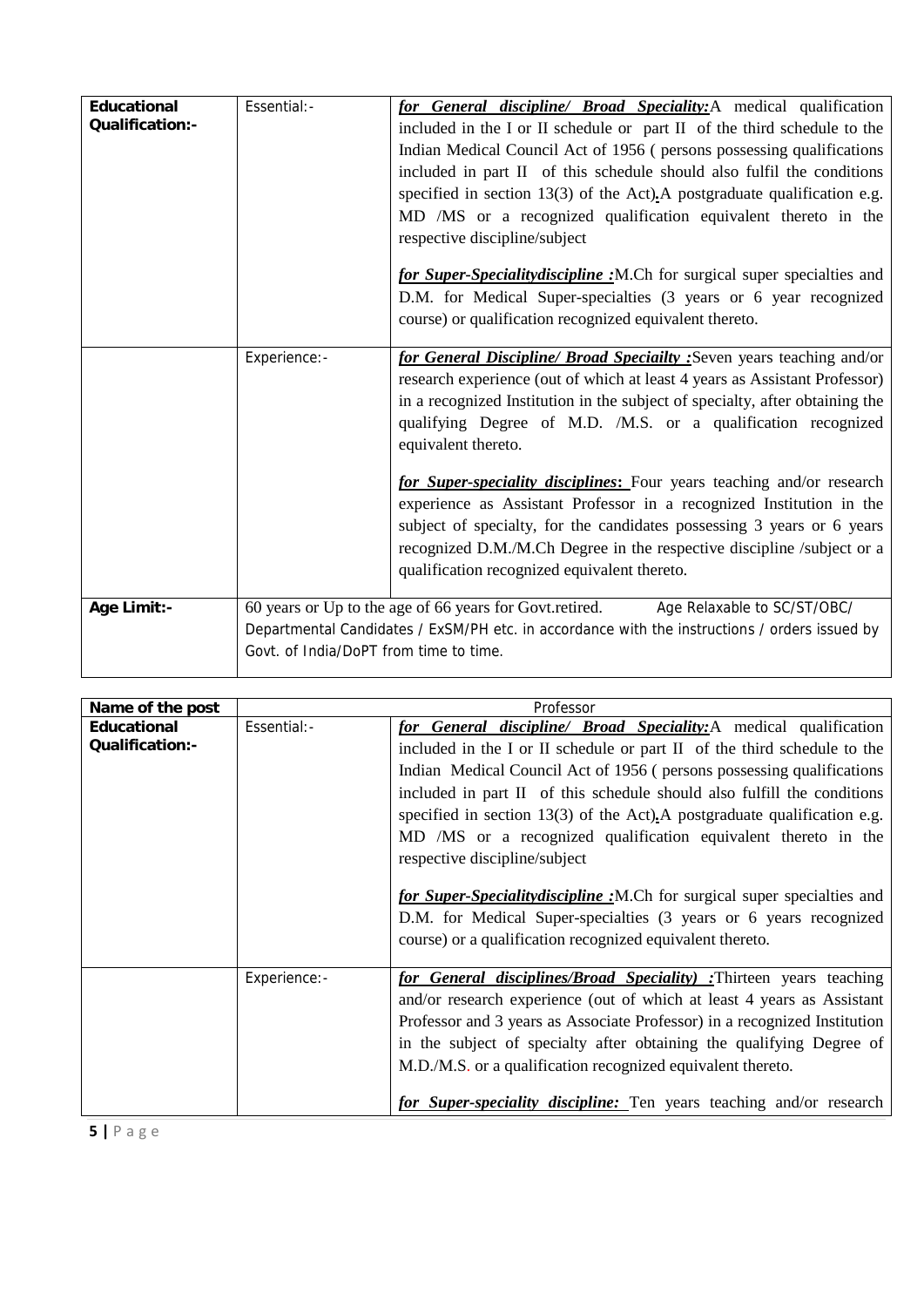| **Educational Qualification:-** | Essential:- | ***for General discipline/ Broad Speciality:***A medical qualification included in the I or II schedule or part II of the third schedule to the Indian Medical Council Act of 1956 ( persons possessing qualifications included in part II of this schedule should also fulfil the conditions specified in section 13(3) of the Act).A postgraduate qualification e.g. MD /MS or a recognized qualification equivalent thereto in the respective discipline/subject<br><br>***for Super-Specialitydiscipline :***M.Ch for surgical super specialties and D.M. for Medical Super-specialties (3 years or 6 year recognized course) or qualification recognized equivalent thereto. |
|---|---|---|
| | Experience:- | ***for General Discipline/ Broad Specialty :***Seven years teaching and/or research experience (out of which at least 4 years as Assistant Professor) in a recognized Institution in the subject of specialty, after obtaining the qualifying Degree of M.D. /M.S. or a qualification recognized equivalent thereto.<br><br>***for Super-speciality disciplines:*** Four years teaching and/or research experience as Assistant Professor in a recognized Institution in the subject of specialty, for the candidates possessing 3 years or 6 years recognized D.M./M.Ch Degree in the respective discipline /subject or a qualification recognized equivalent thereto. |
| **Age Limit:-** | 60 years or Up to the age of 66 years for Govt.retired. Age Relaxable to SC/ST/OBC/ Departmental Candidates / ExSM/PH etc. in accordance with the instructions / orders issued by Govt. of India/DoPT from time to time. | |

| **Name of the post** | Professor | |
|---|---|---|
| **Educational Qualification:-** | Essential:- | ***for General discipline/ Broad Speciality:***A medical qualification included in the I or II schedule or part II of the third schedule to the Indian Medical Council Act of 1956 ( persons possessing qualifications included in part II of this schedule should also fulfill the conditions specified in section 13(3) of the Act).A postgraduate qualification e.g. MD /MS or a recognized qualification equivalent thereto in the respective discipline/subject<br><br>***for Super-Specialitydiscipline :***M.Ch for surgical super specialties and D.M. for Medical Super-specialties (3 years or 6 years recognized course) or a qualification recognized equivalent thereto. |
| | Experience:- | ***for General disciplines/Broad Speciality) :***Thirteen years teaching and/or research experience (out of which at least 4 years as Assistant Professor and 3 years as Associate Professor) in a recognized Institution in the subject of specialty after obtaining the qualifying Degree of M.D./M.S. or a qualification recognized equivalent thereto.<br><br>***for Super-speciality discipline:*** Ten years teaching and/or research |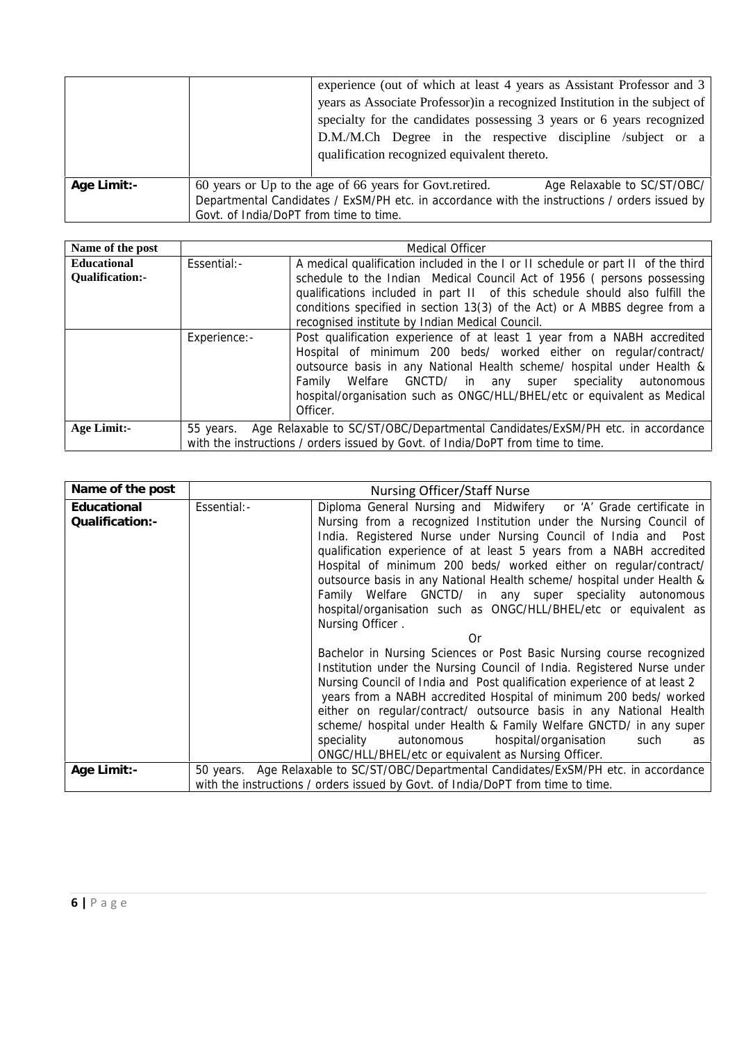| | | |
|---|---|---|
| | | experience (out of which at least 4 years as Assistant Professor and 3 years as Associate Professor)in a recognized Institution in the subject of specialty for the candidates possessing 3 years or 6 years recognized D.M./M.Ch Degree in the respective discipline /subject or a qualification recognized equivalent thereto. |
| **Age Limit:-** | 60 years or Up to the age of 66 years for Govt.retired. Age Relaxable to SC/ST/OBC/ Departmental Candidates / ExSM/PH etc. in accordance with the instructions / orders issued by Govt. of India/DoPT from time to time. | |

| **Name of the post** | Medical Officer | |
|---|---|---|
| **Educational Qualification:-** | Essential:- | A medical qualification included in the I or II schedule or part II of the third schedule to the Indian Medical Council Act of 1956 ( persons possessing qualifications included in part II of this schedule should also fulfill the conditions specified in section 13(3) of the Act) or A MBBS degree from a recognised institute by Indian Medical Council. |
| | Experience:- | Post qualification experience of at least 1 year from a NABH accredited Hospital of minimum 200 beds/ worked either on regular/contract/ outsource basis in any National Health scheme/ hospital under Health & Family Welfare GNCTD/ in any super speciality autonomous hospital/organisation such as ONGC/HLL/BHEL/etc or equivalent as Medical Officer. |
| **Age Limit:-** | 55 years. Age Relaxable to SC/ST/OBC/Departmental Candidates/ExSM/PH etc. in accordance with the instructions / orders issued by Govt. of India/DoPT from time to time. | |

| **Name of the post** | Nursing Officer/Staff Nurse | |
|---|---|---|
| **Educational Qualification:-** | Essential:- | Diploma General Nursing and Midwifery or 'A' Grade certificate in Nursing from a recognized Institution under the Nursing Council of India. Registered Nurse under Nursing Council of India and Post qualification experience of at least 5 years from a NABH accredited Hospital of minimum 200 beds/ worked either on regular/contract/ outsource basis in any National Health scheme/ hospital under Health & Family Welfare GNCTD/ in any super speciality autonomous hospital/organisation such as ONGC/HLL/BHEL/etc or equivalent as Nursing Officer .<br>Or<br>Bachelor in Nursing Sciences or Post Basic Nursing course recognized Institution under the Nursing Council of India. Registered Nurse under Nursing Council of India and Post qualification experience of at least 2 years from a NABH accredited Hospital of minimum 200 beds/ worked either on regular/contract/ outsource basis in any National Health scheme/ hospital under Health & Family Welfare GNCTD/ in any super speciality autonomous hospital/organisation such as ONGC/HLL/BHEL/etc or equivalent as Nursing Officer. |
| **Age Limit:-** | 50 years. Age Relaxable to SC/ST/OBC/Departmental Candidates/ExSM/PH etc. in accordance with the instructions / orders issued by Govt. of India/DoPT from time to time. | |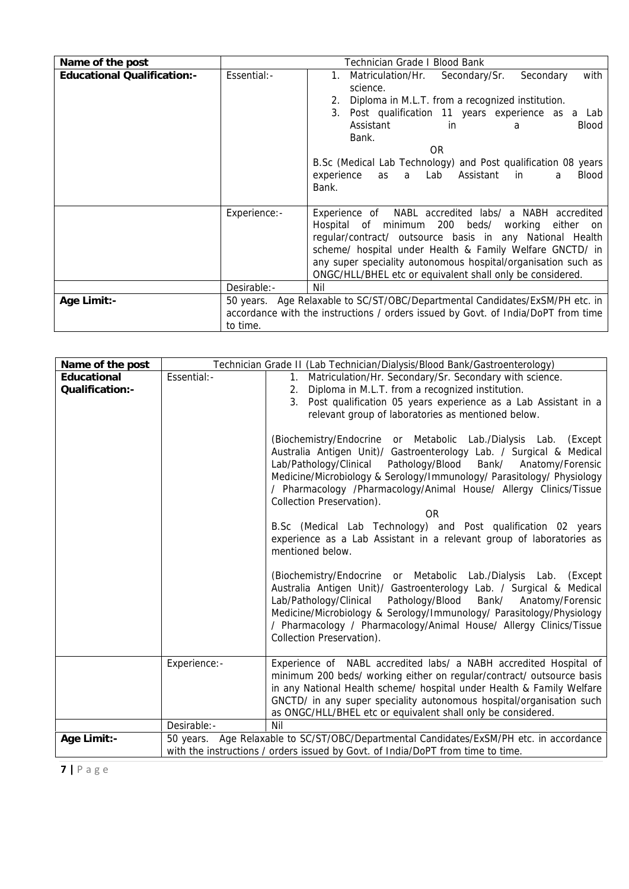| Name of the post | Technician Grade I Blood Bank | |
|---|---|---|
| **Educational Qualification:-** | Essential:- | 1. Matriculation/Hr. Secondary/Sr. Secondary with science.<br>2. Diploma in M.L.T. from a recognized institution.<br>3. Post qualification 11 years experience as a Lab Assistant in a Blood Bank.<br>OR<br>B.Sc (Medical Lab Technology) and Post qualification 08 years experience as a Lab Assistant in a Blood Bank. |
| | Experience:- | Experience of NABL accredited labs/ a NABH accredited Hospital of minimum 200 beds/ working either on regular/contract/ outsource basis in any National Health scheme/ hospital under Health & Family Welfare GNCTD/ in any super speciality autonomous hospital/organisation such as ONGC/HLL/BHEL etc or equivalent shall only be considered. |
| | Desirable:- | Nil |
| **Age Limit:-** | 50 years. Age Relaxable to SC/ST/OBC/Departmental Candidates/ExSM/PH etc. in accordance with the instructions / orders issued by Govt. of India/DoPT from time to time. | |

| Name of the post | Technician Grade II (Lab Technician/Dialysis/Blood Bank/Gastroenterology) | |
|---|---|---|
| **Educational Qualification:-** | Essential:- | 1. Matriculation/Hr. Secondary/Sr. Secondary with science.<br>2. Diploma in M.L.T. from a recognized institution.<br>3. Post qualification 05 years experience as a Lab Assistant in a relevant group of laboratories as mentioned below.<br>(Biochemistry/Endocrine or Metabolic Lab./Dialysis Lab. (Except Australia Antigen Unit)/ Gastroenterology Lab. / Surgical & Medical Lab/Pathology/Clinical Pathology/Blood Bank/ Anatomy/Forensic Medicine/Microbiology & Serology/Immunology/ Parasitology/ Physiology / Pharmacology /Pharmacology/Animal House/ Allergy Clinics/Tissue Collection Preservation).<br>OR<br>B.Sc (Medical Lab Technology) and Post qualification 02 years experience as a Lab Assistant in a relevant group of laboratories as mentioned below.<br>(Biochemistry/Endocrine or Metabolic Lab./Dialysis Lab. (Except Australia Antigen Unit)/ Gastroenterology Lab. / Surgical & Medical Lab/Pathology/Clinical Pathology/Blood Bank/ Anatomy/Forensic Medicine/Microbiology & Serology/Immunology/ Parasitology/Physiology / Pharmacology / Pharmacology/Animal House/ Allergy Clinics/Tissue Collection Preservation). |
| | Experience:- | Experience of NABL accredited labs/ a NABH accredited Hospital of minimum 200 beds/ working either on regular/contract/ outsource basis in any National Health scheme/ hospital under Health & Family Welfare GNCTD/ in any super speciality autonomous hospital/organisation such as ONGC/HLL/BHEL etc or equivalent shall only be considered. |
| | Desirable:- | Nil |
| **Age Limit:-** | 50 years. Age Relaxable to SC/ST/OBC/Departmental Candidates/ExSM/PH etc. in accordance with the instructions / orders issued by Govt. of India/DoPT from time to time. | |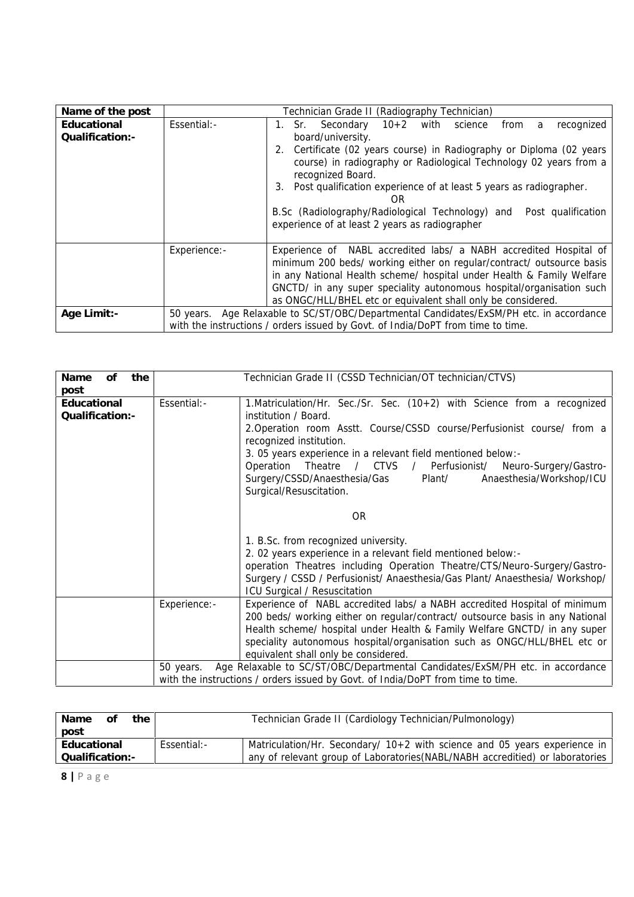| Name of the post | Technician Grade II (Radiography Technician) | |
|---|---|---|
| **Educational Qualification:-** | Essential:- | 1. Sr. Secondary 10+2 with science from a recognized board/university.<br>2. Certificate (02 years course) in Radiography or Diploma (02 years course) in radiography or Radiological Technology 02 years from a recognized Board.<br>3. Post qualification experience of at least 5 years as radiographer.<br>OR<br>B.Sc (Radiolography/Radiological Technology) and Post qualification experience of at least 2 years as radiographer |
| | Experience:- | Experience of NABL accredited labs/ a NABH accredited Hospital of minimum 200 beds/ working either on regular/contract/ outsource basis in any National Health scheme/ hospital under Health & Family Welfare GNCTD/ in any super speciality autonomous hospital/organisation such as ONGC/HLL/BHEL etc or equivalent shall only be considered. |
| **Age Limit:-** | 50 years. Age Relaxable to SC/ST/OBC/Departmental Candidates/ExSM/PH etc. in accordance with the instructions / orders issued by Govt. of India/DoPT from time to time. | |

| Name of the post | Technician Grade II (CSSD Technician/OT technician/CTVS) | |
|---|---|---|
| **Educational Qualification:-** | Essential:- | 1.Matriculation/Hr. Sec./Sr. Sec. (10+2) with Science from a recognized institution / Board.<br>2.Operation room Asstt. Course/CSSD course/Perfusionist course/ from a recognized institution.<br>3. 05 years experience in a relevant field mentioned below:-<br>Operation Theatre / CTVS / Perfusionist/ Neuro-Surgery/Gastro-Surgery/CSSD/Anaesthesia/Gas Plant/ Anaesthesia/Workshop/ICU Surgical/Resuscitation.<br>OR<br>1. B.Sc. from recognized university.<br>2. 02 years experience in a relevant field mentioned below:-<br>operation Theatres including Operation Theatre/CTS/Neuro-Surgery/Gastro-Surgery / CSSD / Perfusionist/ Anaesthesia/Gas Plant/ Anaesthesia/ Workshop/ ICU Surgical / Resuscitation |
| | Experience:- | Experience of NABL accredited labs/ a NABH accredited Hospital of minimum 200 beds/ working either on regular/contract/ outsource basis in any National Health scheme/ hospital under Health & Family Welfare GNCTD/ in any super speciality autonomous hospital/organisation such as ONGC/HLL/BHEL etc or equivalent shall only be considered. |
| | 50 years. Age Relaxable to SC/ST/OBC/Departmental Candidates/ExSM/PH etc. in accordance with the instructions / orders issued by Govt. of India/DoPT from time to time. | |

| Name of the post | Technician Grade II (Cardiology Technician/Pulmonology) | |
|---|---|---|
| **Educational Qualification:-** | Essential:- | Matriculation/Hr. Secondary/ 10+2 with science and 05 years experience in any of relevant group of Laboratories(NABL/NABH accreditied) or laboratories |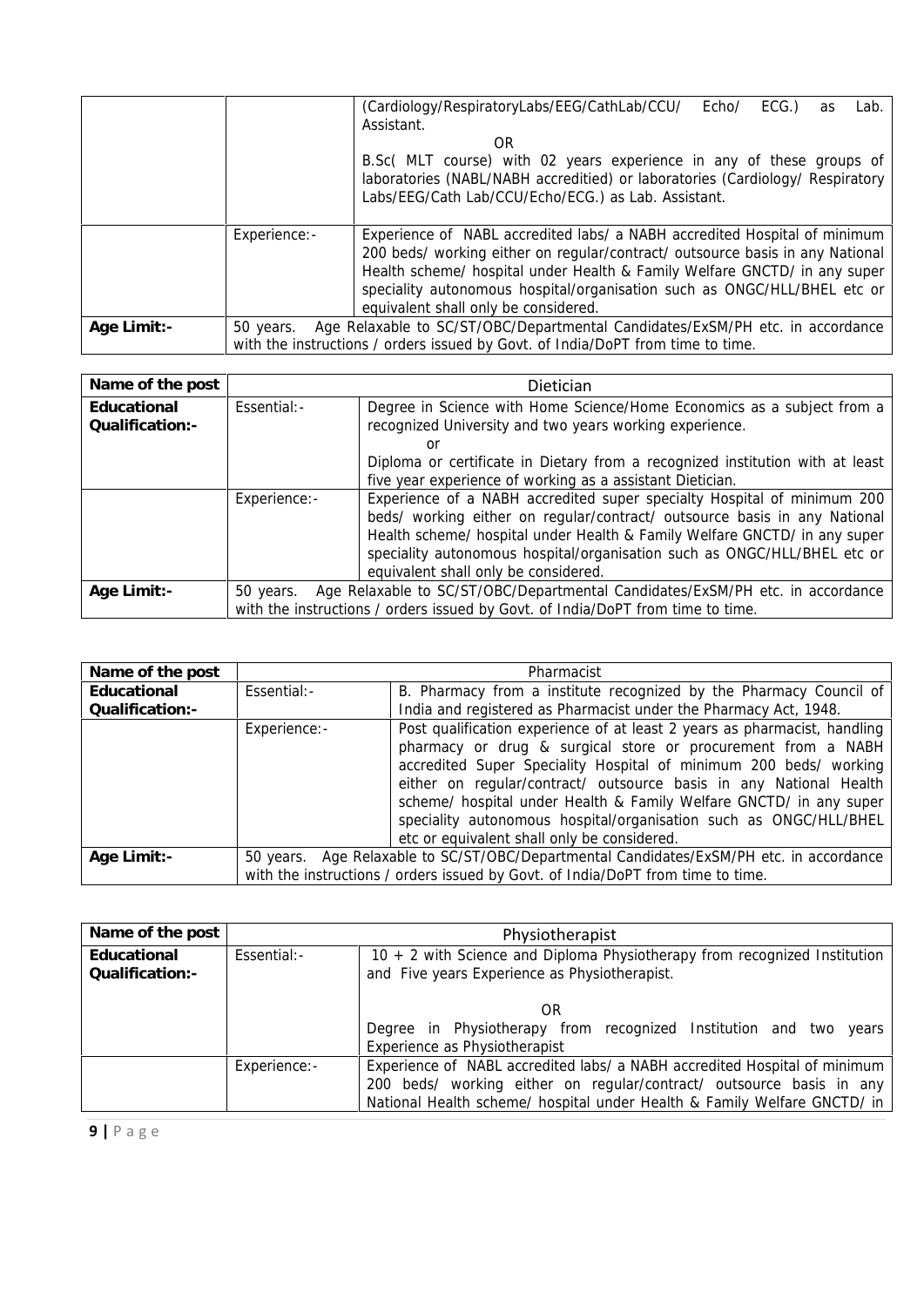| | | |
|---|---|---|
| | | (Cardiology/RespiratoryLabs/EEG/CathLab/CCU/ Echo/ ECG.) as Lab. Assistant.<br>OR<br>B.Sc( MLT course) with 02 years experience in any of these groups of laboratories (NABL/NABH accreditied) or laboratories (Cardiology/ Respiratory Labs/EEG/Cath Lab/CCU/Echo/ECG.) as Lab. Assistant. |
| | Experience:- | Experience of NABL accredited labs/ a NABH accredited Hospital of minimum 200 beds/ working either on regular/contract/ outsource basis in any National Health scheme/ hospital under Health & Family Welfare GNCTD/ in any super speciality autonomous hospital/organisation such as ONGC/HLL/BHEL etc or equivalent shall only be considered. |
| **Age Limit:-** | 50 years. Age Relaxable to SC/ST/OBC/Departmental Candidates/ExSM/PH etc. in accordance with the instructions / orders issued by Govt. of India/DoPT from time to time. | |

| **Name of the post** | Dietician | |
|---|---|---|
| **Educational Qualification:-** | Essential:- | Degree in Science with Home Science/Home Economics as a subject from a recognized University and two years working experience.<br>or<br>Diploma or certificate in Dietary from a recognized institution with at least five year experience of working as a assistant Dietician. |
| | Experience:- | Experience of a NABH accredited super specialty Hospital of minimum 200 beds/ working either on regular/contract/ outsource basis in any National Health scheme/ hospital under Health & Family Welfare GNCTD/ in any super speciality autonomous hospital/organisation such as ONGC/HLL/BHEL etc or equivalent shall only be considered. |
| **Age Limit:-** | 50 years. Age Relaxable to SC/ST/OBC/Departmental Candidates/ExSM/PH etc. in accordance with the instructions / orders issued by Govt. of India/DoPT from time to time. | |

| **Name of the post** | Pharmacist | |
|---|---|---|
| **Educational Qualification:-** | Essential:- | B. Pharmacy from a institute recognized by the Pharmacy Council of India and registered as Pharmacist under the Pharmacy Act, 1948. |
| | Experience:- | Post qualification experience of at least 2 years as pharmacist, handling pharmacy or drug & surgical store or procurement from a NABH accredited Super Speciality Hospital of minimum 200 beds/ working either on regular/contract/ outsource basis in any National Health scheme/ hospital under Health & Family Welfare GNCTD/ in any super speciality autonomous hospital/organisation such as ONGC/HLL/BHEL etc or equivalent shall only be considered. |
| **Age Limit:-** | 50 years. Age Relaxable to SC/ST/OBC/Departmental Candidates/ExSM/PH etc. in accordance with the instructions / orders issued by Govt. of India/DoPT from time to time. | |

| **Name of the post** | Physiotherapist | |
|---|---|---|
| **Educational Qualification:-** | Essential:- | 10 + 2 with Science and Diploma Physiotherapy from recognized Institution and Five years Experience as Physiotherapist.<br>OR<br>Degree in Physiotherapy from recognized Institution and two years Experience as Physiotherapist |
| | Experience:- | Experience of NABL accredited labs/ a NABH accredited Hospital of minimum 200 beds/ working either on regular/contract/ outsource basis in any National Health scheme/ hospital under Health & Family Welfare GNCTD/ in |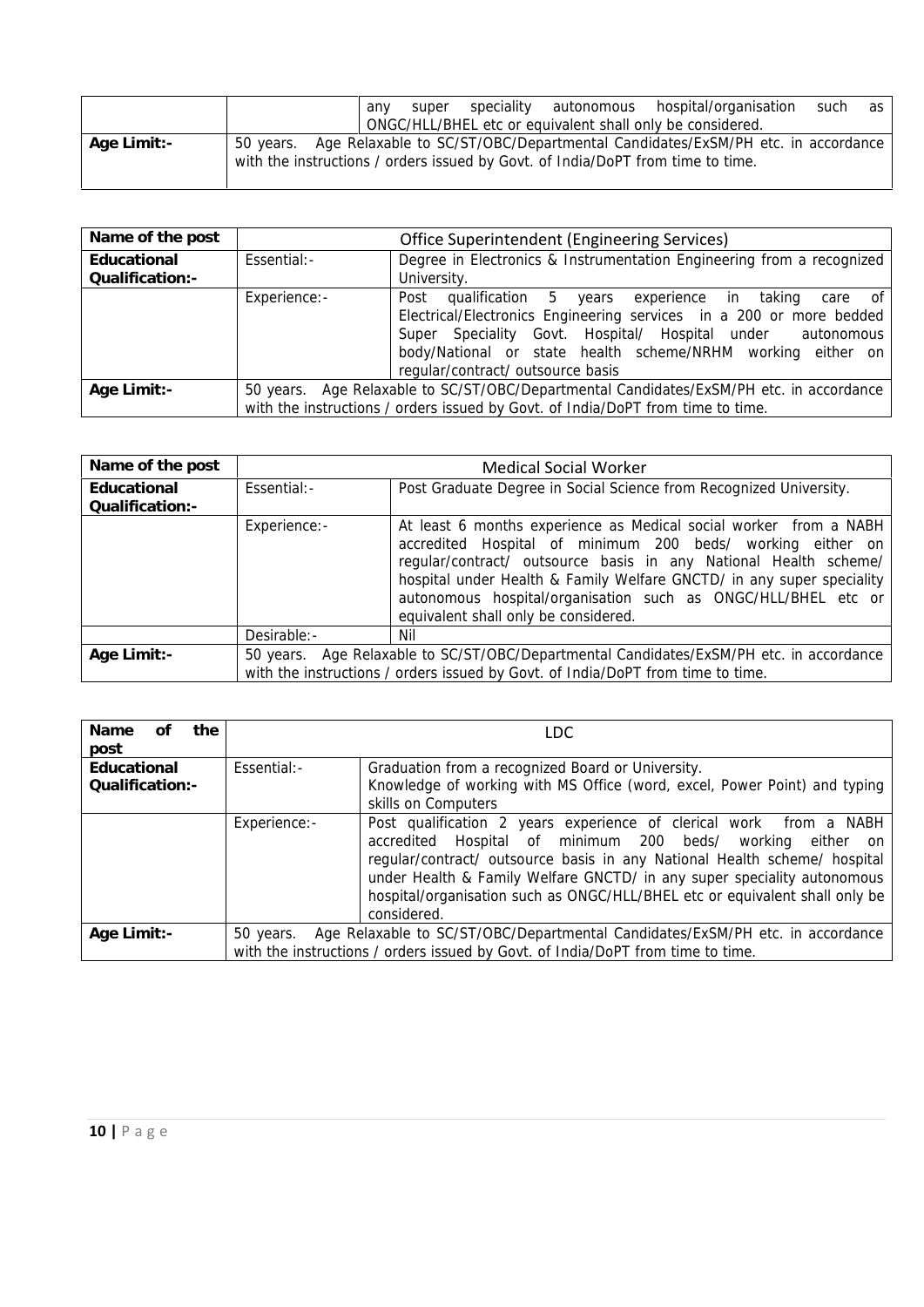| | | any super speciality autonomous hospital/organisation such as ONGC/HLL/BHEL etc or equivalent shall only be considered. |
|---|---|---|
| **Age Limit:-** | 50 years. Age Relaxable to SC/ST/OBC/Departmental Candidates/ExSM/PH etc. in accordance with the instructions / orders issued by Govt. of India/DoPT from time to time. | |

| **Name of the post** | Office Superintendent (Engineering Services) | |
|---|---|---|
| **Educational Qualification:-** | Essential:- | Degree in Electronics & Instrumentation Engineering from a recognized University. |
| | Experience:- | Post qualification 5 years experience in taking care of Electrical/Electronics Engineering services in a 200 or more bedded Super Speciality Govt. Hospital/ Hospital under autonomous body/National or state health scheme/NRHM working either on regular/contract/ outsource basis |
| **Age Limit:-** | 50 years. Age Relaxable to SC/ST/OBC/Departmental Candidates/ExSM/PH etc. in accordance with the instructions / orders issued by Govt. of India/DoPT from time to time. | |

| **Name of the post** | Medical Social Worker | |
|---|---|---|
| **Educational Qualification:-** | Essential:- | Post Graduate Degree in Social Science from Recognized University. |
| | Experience:- | At least 6 months experience as Medical social worker from a NABH accredited Hospital of minimum 200 beds/ working either on regular/contract/ outsource basis in any National Health scheme/ hospital under Health & Family Welfare GNCTD/ in any super speciality autonomous hospital/organisation such as ONGC/HLL/BHEL etc or equivalent shall only be considered. |
| | Desirable:- | Nil |
| **Age Limit:-** | 50 years. Age Relaxable to SC/ST/OBC/Departmental Candidates/ExSM/PH etc. in accordance with the instructions / orders issued by Govt. of India/DoPT from time to time. | |

| **Name of the post** | LDC | |
|---|---|---|
| **Educational Qualification:-** | Essential:- | Graduation from a recognized Board or University. Knowledge of working with MS Office (word, excel, Power Point) and typing skills on Computers |
| | Experience:- | Post qualification 2 years experience of clerical work from a NABH accredited Hospital of minimum 200 beds/ working either on regular/contract/ outsource basis in any National Health scheme/ hospital under Health & Family Welfare GNCTD/ in any super speciality autonomous hospital/organisation such as ONGC/HLL/BHEL etc or equivalent shall only be considered. |
| **Age Limit:-** | 50 years. Age Relaxable to SC/ST/OBC/Departmental Candidates/ExSM/PH etc. in accordance with the instructions / orders issued by Govt. of India/DoPT from time to time. | |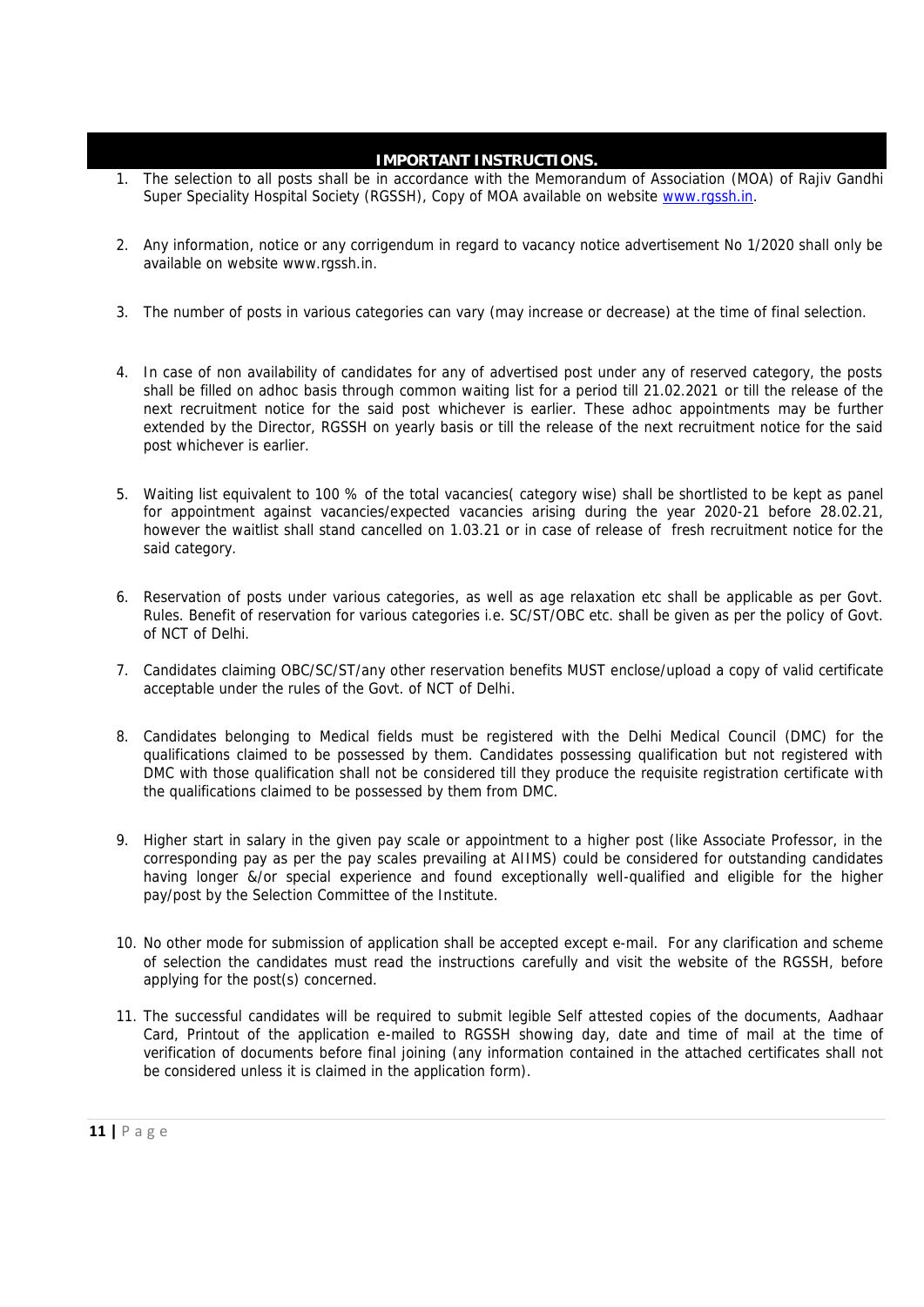## IMPORTANT INSTRUCTIONS.

1. The selection to all posts shall be in accordance with the Memorandum of Association (MOA) of Rajiv Gandhi Super Speciality Hospital Society (RGSSH), Copy of MOA available on website www.rgssh.in.

2. Any information, notice or any corrigendum in regard to vacancy notice advertisement No 1/2020 shall only be available on website www.rgssh.in.

3. The number of posts in various categories can vary (may increase or decrease) at the time of final selection.

4. In case of non availability of candidates for any of advertised post under any of reserved category, the posts shall be filled on adhoc basis through common waiting list for a period till 21.02.2021 or till the release of the next recruitment notice for the said post whichever is earlier. These adhoc appointments may be further extended by the Director, RGSSH on yearly basis or till the release of the next recruitment notice for the said post whichever is earlier.

5. Waiting list equivalent to 100 % of the total vacancies( category wise) shall be shortlisted to be kept as panel for appointment against vacancies/expected vacancies arising during the year 2020-21 before 28.02.21, however the waitlist shall stand cancelled on 1.03.21 or in case of release of fresh recruitment notice for the said category.

6. Reservation of posts under various categories, as well as age relaxation etc shall be applicable as per Govt. Rules. Benefit of reservation for various categories i.e. SC/ST/OBC etc. shall be given as per the policy of Govt. of NCT of Delhi.

7. Candidates claiming OBC/SC/ST/any other reservation benefits MUST enclose/upload a copy of valid certificate acceptable under the rules of the Govt. of NCT of Delhi.

8. Candidates belonging to Medical fields must be registered with the Delhi Medical Council (DMC) for the qualifications claimed to be possessed by them. Candidates possessing qualification but not registered with DMC with those qualification shall not be considered till they produce the requisite registration certificate with the qualifications claimed to be possessed by them from DMC.

9. Higher start in salary in the given pay scale or appointment to a higher post (like Associate Professor, in the corresponding pay as per the pay scales prevailing at AIIMS) could be considered for outstanding candidates having longer &/or special experience and found exceptionally well-qualified and eligible for the higher pay/post by the Selection Committee of the Institute.

10. No other mode for submission of application shall be accepted except e-mail. For any clarification and scheme of selection the candidates must read the instructions carefully and visit the website of the RGSSH, before applying for the post(s) concerned.

11. The successful candidates will be required to submit legible Self attested copies of the documents, Aadhaar Card, Printout of the application e-mailed to RGSSH showing day, date and time of mail at the time of verification of documents before final joining (any information contained in the attached certificates shall not be considered unless it is claimed in the application form).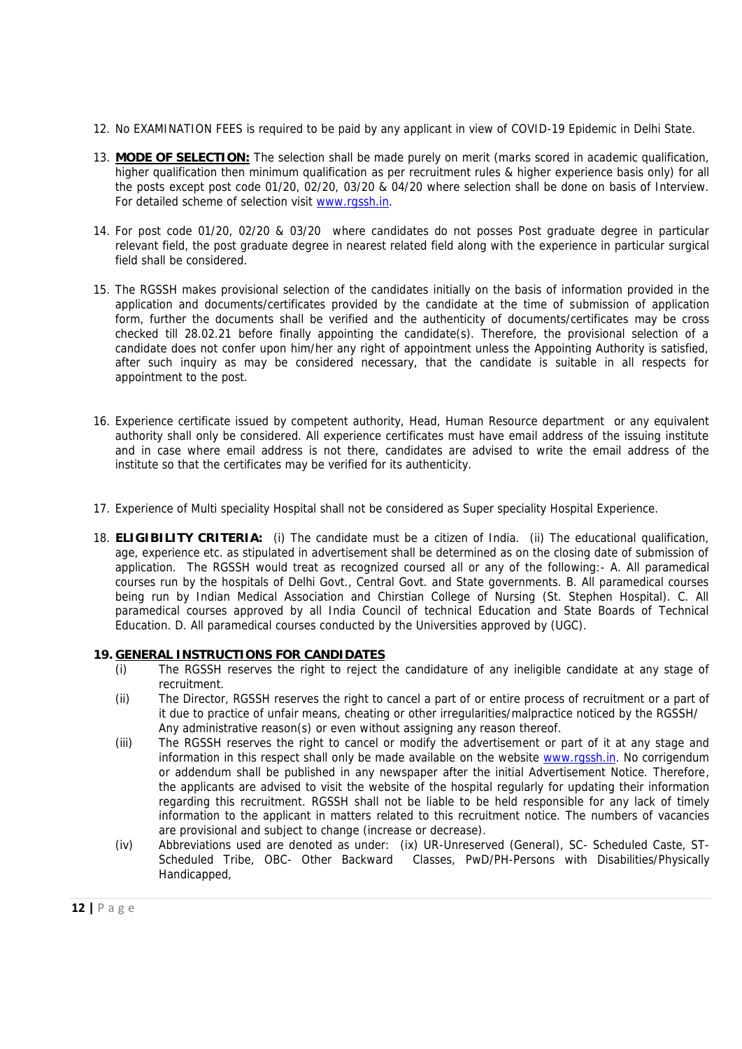12. No EXAMINATION FEES is required to be paid by any applicant in view of COVID-19 Epidemic in Delhi State.

13. **MODE OF SELECTION:** The selection shall be made purely on merit (marks scored in academic qualification, higher qualification then minimum qualification as per recruitment rules & higher experience basis only) for all the posts except post code 01/20, 02/20, 03/20 & 04/20 where selection shall be done on basis of Interview. For detailed scheme of selection visit www.rgssh.in.

14. For post code 01/20, 02/20 & 03/20 where candidates do not posses Post graduate degree in particular relevant field, the post graduate degree in nearest related field along with the experience in particular surgical field shall be considered.

15. The RGSSH makes provisional selection of the candidates initially on the basis of information provided in the application and documents/certificates provided by the candidate at the time of submission of application form, further the documents shall be verified and the authenticity of documents/certificates may be cross checked till 28.02.21 before finally appointing the candidate(s). Therefore, the provisional selection of a candidate does not confer upon him/her any right of appointment unless the Appointing Authority is satisfied, after such inquiry as may be considered necessary, that the candidate is suitable in all respects for appointment to the post.

16. Experience certificate issued by competent authority, Head, Human Resource department or any equivalent authority shall only be considered. All experience certificates must have email address of the issuing institute and in case where email address is not there, candidates are advised to write the email address of the institute so that the certificates may be verified for its authenticity.

17. Experience of Multi speciality Hospital shall not be considered as Super speciality Hospital Experience.

18. **ELIGIBILITY CRITERIA:** (i) The candidate must be a citizen of India. (ii) The educational qualification, age, experience etc. as stipulated in advertisement shall be determined as on the closing date of submission of application. The RGSSH would treat as recognized coursed all or any of the following:- A. All paramedical courses run by the hospitals of Delhi Govt., Central Govt. and State governments. B. All paramedical courses being run by Indian Medical Association and Chirstian College of Nursing (St. Stephen Hospital). C. All paramedical courses approved by all India Council of technical Education and State Boards of Technical Education. D. All paramedical courses conducted by the Universities approved by (UGC).

**19. GENERAL INSTRUCTIONS FOR CANDIDATES**

(i) The RGSSH reserves the right to reject the candidature of any ineligible candidate at any stage of recruitment.

(ii) The Director, RGSSH reserves the right to cancel a part of or entire process of recruitment or a part of it due to practice of unfair means, cheating or other irregularities/malpractice noticed by the RGSSH/ Any administrative reason(s) or even without assigning any reason thereof.

(iii) The RGSSH reserves the right to cancel or modify the advertisement or part of it at any stage and information in this respect shall only be made available on the website www.rgssh.in. No corrigendum or addendum shall be published in any newspaper after the initial Advertisement Notice. Therefore, the applicants are advised to visit the website of the hospital regularly for updating their information regarding this recruitment. RGSSH shall not be liable to be held responsible for any lack of timely information to the applicant in matters related to this recruitment notice. The numbers of vacancies are provisional and subject to change (increase or decrease).

(iv) Abbreviations used are denoted as under: (ix) UR-Unreserved (General), SC- Scheduled Caste, ST- Scheduled Tribe, OBC- Other Backward Classes, PwD/PH-Persons with Disabilities/Physically Handicapped,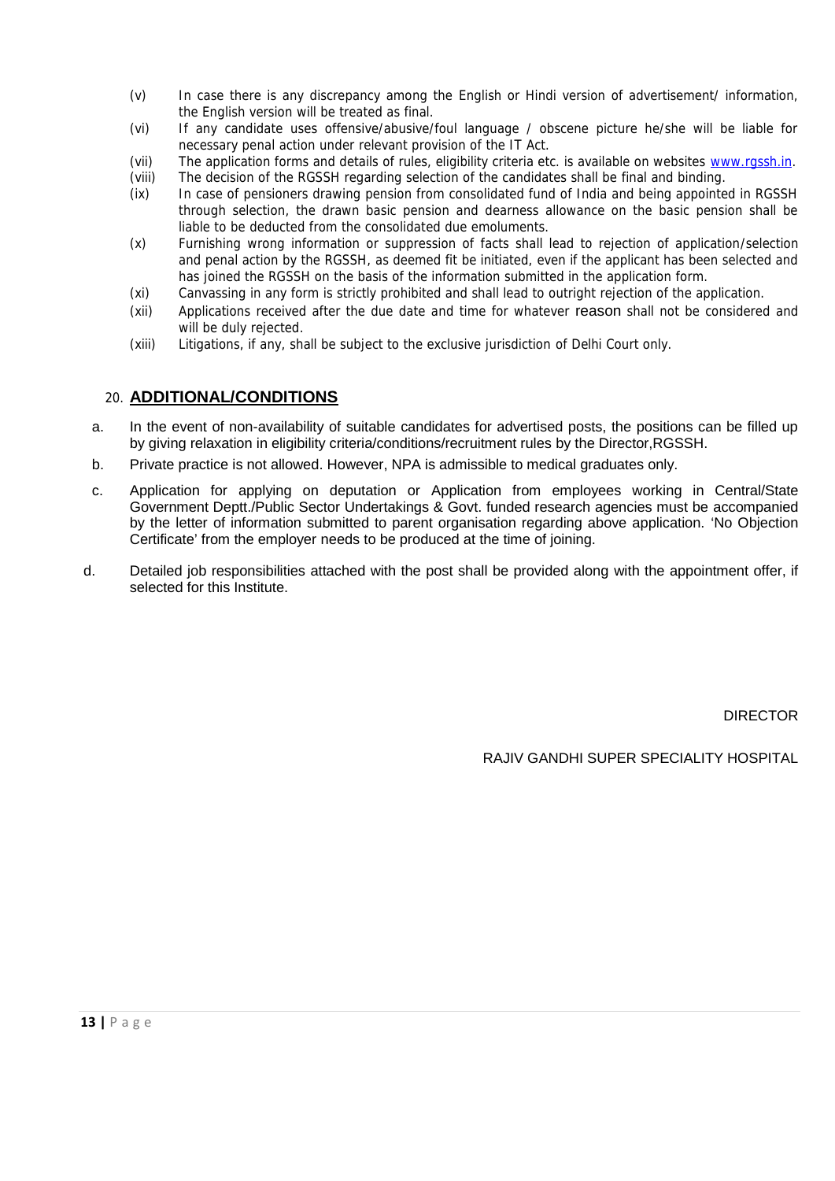(v) In case there is any discrepancy among the English or Hindi version of advertisement/ information, the English version will be treated as final.

(vi) If any candidate uses offensive/abusive/foul language / obscene picture he/she will be liable for necessary penal action under relevant provision of the IT Act.

(vii) The application forms and details of rules, eligibility criteria etc. is available on websites www.rgssh.in.

(viii) The decision of the RGSSH regarding selection of the candidates shall be final and binding.

(ix) In case of pensioners drawing pension from consolidated fund of India and being appointed in RGSSH through selection, the drawn basic pension and dearness allowance on the basic pension shall be liable to be deducted from the consolidated due emoluments.

(x) Furnishing wrong information or suppression of facts shall lead to rejection of application/selection and penal action by the RGSSH, as deemed fit be initiated, even if the applicant has been selected and has joined the RGSSH on the basis of the information submitted in the application form.

(xi) Canvassing in any form is strictly prohibited and shall lead to outright rejection of the application.

(xii) Applications received after the due date and time for whatever reason shall not be considered and will be duly rejected.

(xiii) Litigations, if any, shall be subject to the exclusive jurisdiction of Delhi Court only.

## 20. **ADDITIONAL/CONDITIONS**

a. In the event of non-availability of suitable candidates for advertised posts, the positions can be filled up by giving relaxation in eligibility criteria/conditions/recruitment rules by the Director,RGSSH.

b. Private practice is not allowed. However, NPA is admissible to medical graduates only.

c. Application for applying on deputation or Application from employees working in Central/State Government Deptt./Public Sector Undertakings & Govt. funded research agencies must be accompanied by the letter of information submitted to parent organisation regarding above application. 'No Objection Certificate' from the employer needs to be produced at the time of joining.

d. Detailed job responsibilities attached with the post shall be provided along with the appointment offer, if selected for this Institute.

DIRECTOR

RAJIV GANDHI SUPER SPECIALITY HOSPITAL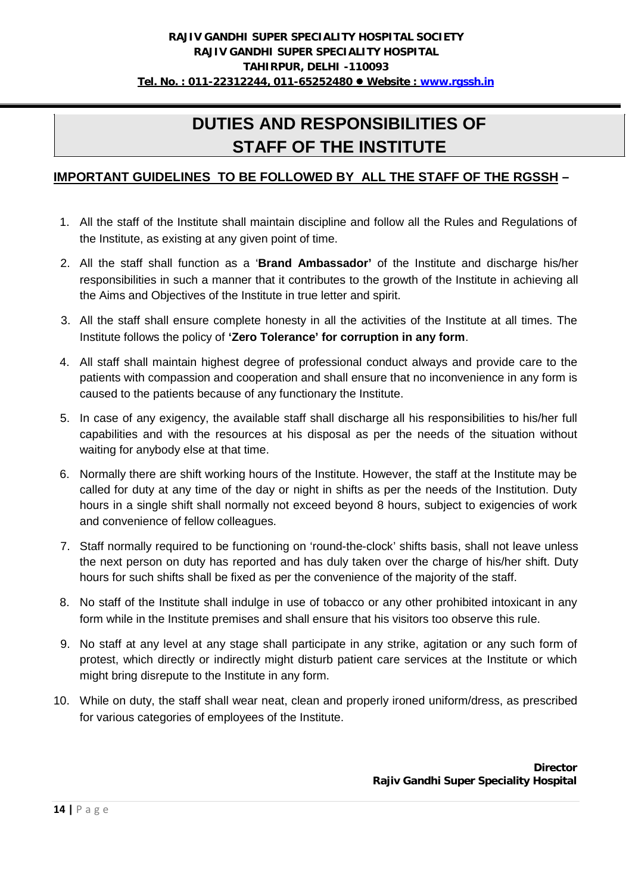**RAJIV GANDHI SUPER SPECIALITY HOSPITAL SOCIETY**
**RAJIV GANDHI SUPER SPECIALITY HOSPITAL**
**TAHIRPUR, DELHI -110093**
**Tel. No. : 011-22312244, 011-65252480 ● Website : www.rgssh.in**

# DUTIES AND RESPONSIBILITIES OF STAFF OF THE INSTITUTE

## IMPORTANT GUIDELINES TO BE FOLLOWED BY ALL THE STAFF OF THE RGSSH –

1. All the staff of the Institute shall maintain discipline and follow all the Rules and Regulations of the Institute, as existing at any given point of time.
2. All the staff shall function as a '**Brand Ambassador'** of the Institute and discharge his/her responsibilities in such a manner that it contributes to the growth of the Institute in achieving all the Aims and Objectives of the Institute in true letter and spirit.
3. All the staff shall ensure complete honesty in all the activities of the Institute at all times. The Institute follows the policy of **'Zero Tolerance' for corruption in any form**.
4. All staff shall maintain highest degree of professional conduct always and provide care to the patients with compassion and cooperation and shall ensure that no inconvenience in any form is caused to the patients because of any functionary the Institute.
5. In case of any exigency, the available staff shall discharge all his responsibilities to his/her full capabilities and with the resources at his disposal as per the needs of the situation without waiting for anybody else at that time.
6. Normally there are shift working hours of the Institute. However, the staff at the Institute may be called for duty at any time of the day or night in shifts as per the needs of the Institution. Duty hours in a single shift shall normally not exceed beyond 8 hours, subject to exigencies of work and convenience of fellow colleagues.
7. Staff normally required to be functioning on 'round-the-clock' shifts basis, shall not leave unless the next person on duty has reported and has duly taken over the charge of his/her shift. Duty hours for such shifts shall be fixed as per the convenience of the majority of the staff.
8. No staff of the Institute shall indulge in use of tobacco or any other prohibited intoxicant in any form while in the Institute premises and shall ensure that his visitors too observe this rule.
9. No staff at any level at any stage shall participate in any strike, agitation or any such form of protest, which directly or indirectly might disturb patient care services at the Institute or which might bring disrepute to the Institute in any form.
10. While on duty, the staff shall wear neat, clean and properly ironed uniform/dress, as prescribed for various categories of employees of the Institute.

**Director**
**Rajiv Gandhi Super Speciality Hospital**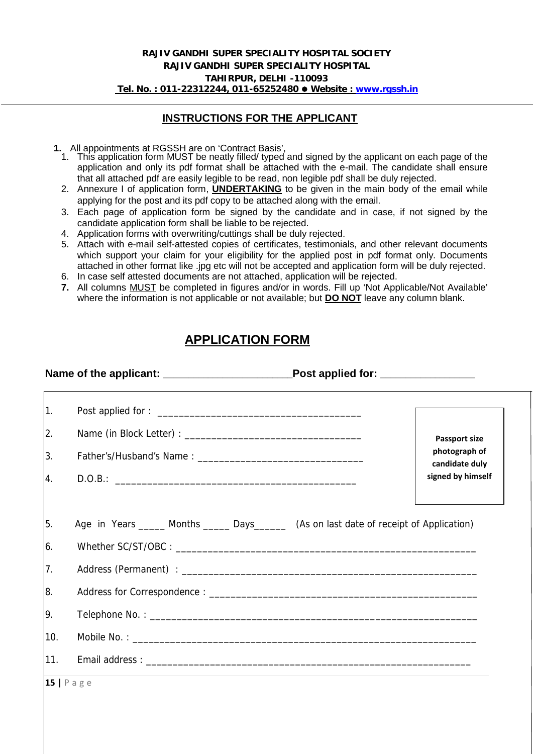**RAJIV GANDHI SUPER SPECIALITY HOSPITAL SOCIETY**
**RAJIV GANDHI SUPER SPECIALITY HOSPITAL**
**TAHIRPUR, DELHI -110093**
**Tel. No. : 011-22312244, 011-65252480 ● Website : www.rgssh.in**

## INSTRUCTIONS FOR THE APPLICANT

**1.** All appointments at RGSSH are on 'Contract Basis',

1. This application form MUST be neatly filled/ typed and signed by the applicant on each page of the application and only its pdf format shall be attached with the e-mail. The candidate shall ensure that all attached pdf are easily legible to be read, non legible pdf shall be duly rejected.
2. Annexure I of application form, **UNDERTAKING** to be given in the main body of the email while applying for the post and its pdf copy to be attached along with the email.
3. Each page of application form be signed by the candidate and in case, if not signed by the candidate application form shall be liable to be rejected.
4. Application forms with overwriting/cuttings shall be duly rejected.
5. Attach with e-mail self-attested copies of certificates, testimonials, and other relevant documents which support your claim for your eligibility for the applied post in pdf format only. Documents attached in other format like .jpg etc will not be accepted and application form will be duly rejected.
6. In case self attested documents are not attached, application will be rejected.
7. All columns MUST be completed in figures and/or in words. Fill up 'Not Applicable/Not Available' where the information is not applicable or not available; but **DO NOT** leave any column blank.

## APPLICATION FORM

**Name of the applicant: ______________________ Post applied for: ________________**

1. Post applied for : ____________________________________
2. Name (in Block Letter) : ________________________________
3. Father's/Husband's Name : ______________________________
4. D.O.B.: ___________________________________________

**Passport size photograph of candidate duly signed by himself**

5. Age in Years _____ Months _____ Days______ (As on last date of receipt of Application)
6. Whether SC/ST/OBC : ___________________________________________________
7. Address (Permanent) : __________________________________________________
8. Address for Correspondence : ____________________________________________
9. Telephone No. : _______________________________________________________
10. Mobile No. : _________________________________________________________
11. Email address : ______________________________________________________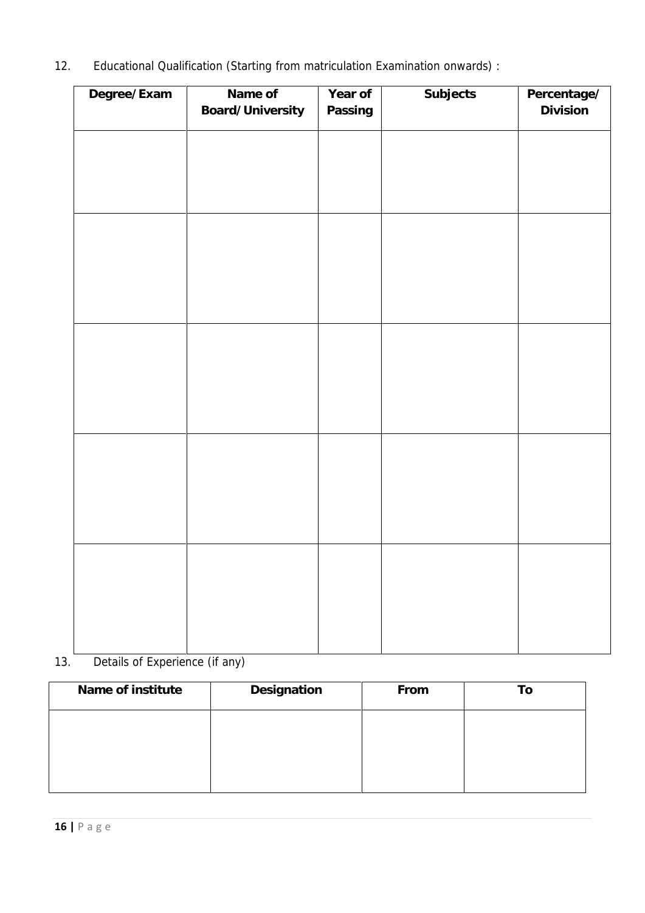12. Educational Qualification (Starting from matriculation Examination onwards) :

| Degree/Exam | Name of Board/University | Year of Passing | Subjects | Percentage/ Division |
|---|---|---|---|---|
| | | | | |
| | | | | |
| | | | | |
| | | | | |
| | | | | |

13. Details of Experience (if any)

| Name of institute | Designation | From | To |
|---|---|---|---|
| | | | |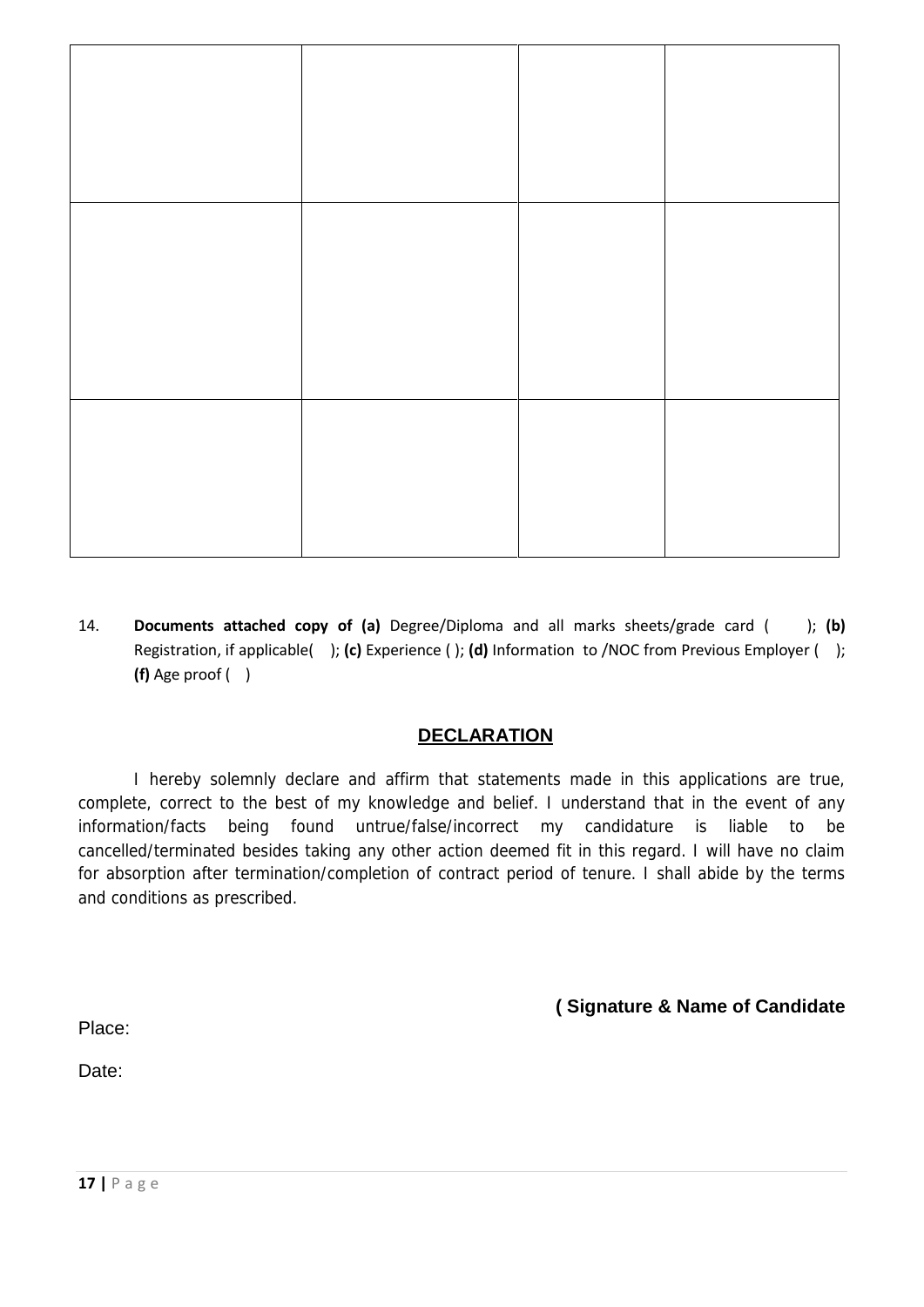|  |  |  |  |
|---|---|---|---|
|  |  |  |  |
|  |  |  |  |
|  |  |  |  |

14. **Documents attached copy of (a)** Degree/Diploma and all marks sheets/grade card ( ); **(b)** Registration, if applicable( ); **(c)** Experience ( ); **(d)** Information to /NOC from Previous Employer ( ); **(f)** Age proof ( )

## DECLARATION

I hereby solemnly declare and affirm that statements made in this applications are true, complete, correct to the best of my knowledge and belief. I understand that in the event of any information/facts being found untrue/false/incorrect my candidature is liable to be cancelled/terminated besides taking any other action deemed fit in this regard. I will have no claim for absorption after termination/completion of contract period of tenure. I shall abide by the terms and conditions as prescribed.

**( Signature & Name of Candidate**

Place:

Date: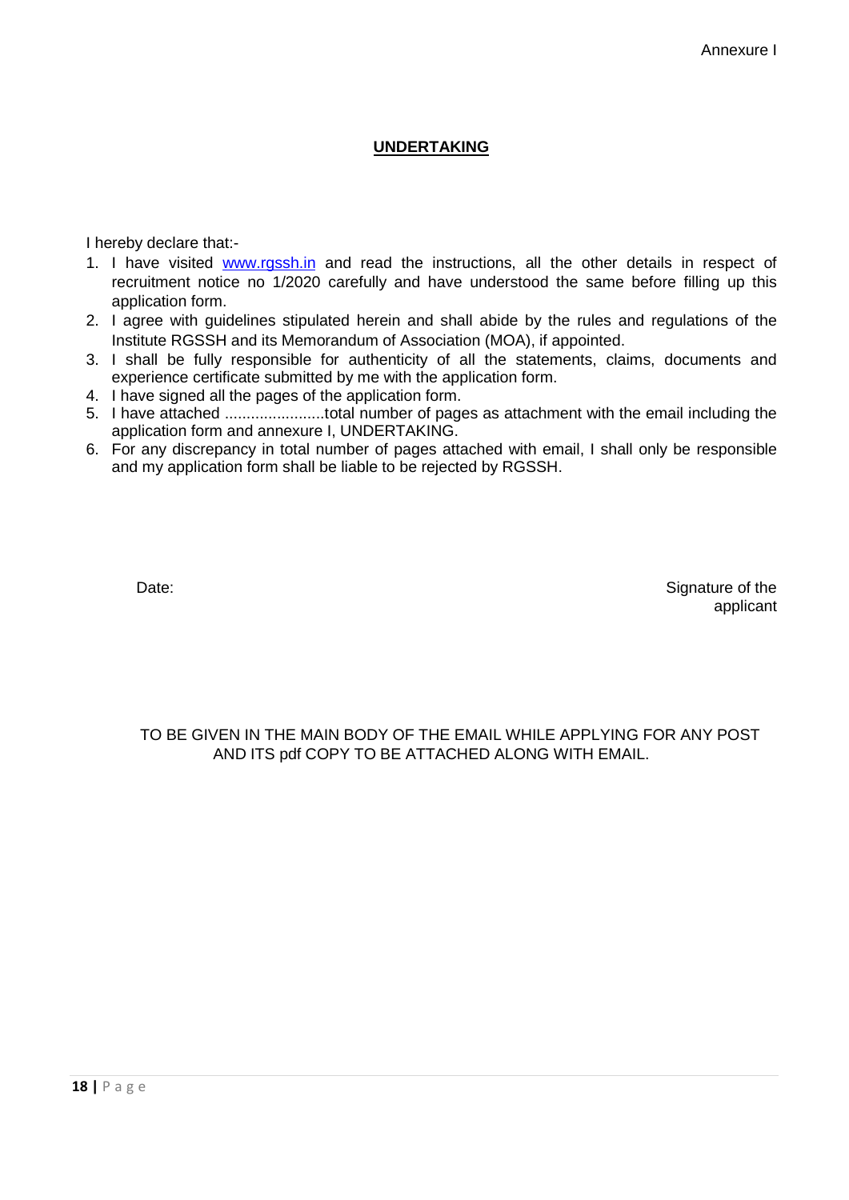Annexure I

## UNDERTAKING

I hereby declare that:-

1. I have visited www.rgssh.in and read the instructions, all the other details in respect of recruitment notice no 1/2020 carefully and have understood the same before filling up this application form.
2. I agree with guidelines stipulated herein and shall abide by the rules and regulations of the Institute RGSSH and its Memorandum of Association (MOA), if appointed.
3. I shall be fully responsible for authenticity of all the statements, claims, documents and experience certificate submitted by me with the application form.
4. I have signed all the pages of the application form.
5. I have attached .......................total number of pages as attachment with the email including the application form and annexure I, UNDERTAKING.
6. For any discrepancy in total number of pages attached with email, I shall only be responsible and my application form shall be liable to be rejected by RGSSH.

Date:

Signature of the applicant

TO BE GIVEN IN THE MAIN BODY OF THE EMAIL WHILE APPLYING FOR ANY POST AND ITS pdf COPY TO BE ATTACHED ALONG WITH EMAIL.